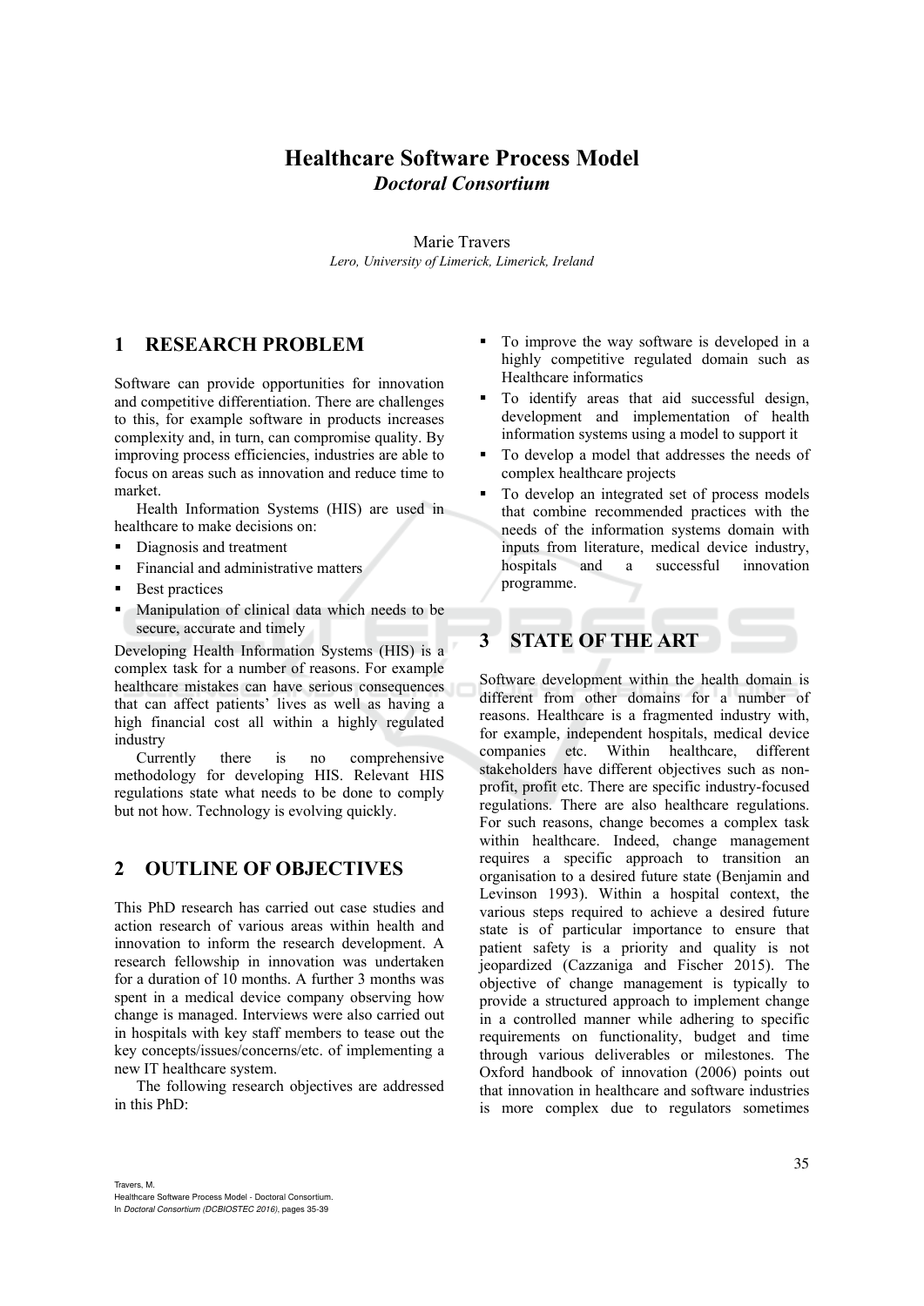# Healthcare Software Process Model

***Doctoral Consortium***

Marie Travers

*Lero, University of Limerick, Limerick, Ireland*

## 1 RESEARCH PROBLEM

Software can provide opportunities for innovation and competitive differentiation. There are challenges to this, for example software in products increases complexity and, in turn, can compromise quality. By improving process efficiencies, industries are able to focus on areas such as innovation and reduce time to market.

Health Information Systems (HIS) are used in healthcare to make decisions on:

- Diagnosis and treatment
- Financial and administrative matters
- Best practices
- Manipulation of clinical data which needs to be secure, accurate and timely

Developing Health Information Systems (HIS) is a complex task for a number of reasons. For example healthcare mistakes can have serious consequences that can affect patients' lives as well as having a high financial cost all within a highly regulated industry

Currently there is no comprehensive methodology for developing HIS. Relevant HIS regulations state what needs to be done to comply but not how. Technology is evolving quickly.

## 2 OUTLINE OF OBJECTIVES

This PhD research has carried out case studies and action research of various areas within health and innovation to inform the research development. A research fellowship in innovation was undertaken for a duration of 10 months. A further 3 months was spent in a medical device company observing how change is managed. Interviews were also carried out in hospitals with key staff members to tease out the key concepts/issues/concerns/etc. of implementing a new IT healthcare system.

The following research objectives are addressed in this PhD:

- To improve the way software is developed in a highly competitive regulated domain such as Healthcare informatics
- To identify areas that aid successful design, development and implementation of health information systems using a model to support it
- To develop a model that addresses the needs of complex healthcare projects
- To develop an integrated set of process models that combine recommended practices with the needs of the information systems domain with inputs from literature, medical device industry, hospitals and a successful innovation programme.

## 3 STATE OF THE ART

Software development within the health domain is different from other domains for a number of reasons. Healthcare is a fragmented industry with, for example, independent hospitals, medical device companies etc. Within healthcare, different stakeholders have different objectives such as non-profit, profit etc. There are specific industry-focused regulations. There are also healthcare regulations. For such reasons, change becomes a complex task within healthcare. Indeed, change management requires a specific approach to transition an organisation to a desired future state (Benjamin and Levinson 1993). Within a hospital context, the various steps required to achieve a desired future state is of particular importance to ensure that patient safety is a priority and quality is not jeopardized (Cazzaniga and Fischer 2015). The objective of change management is typically to provide a structured approach to implement change in a controlled manner while adhering to specific requirements on functionality, budget and time through various deliverables or milestones. The Oxford handbook of innovation (2006) points out that innovation in healthcare and software industries is more complex due to regulators sometimes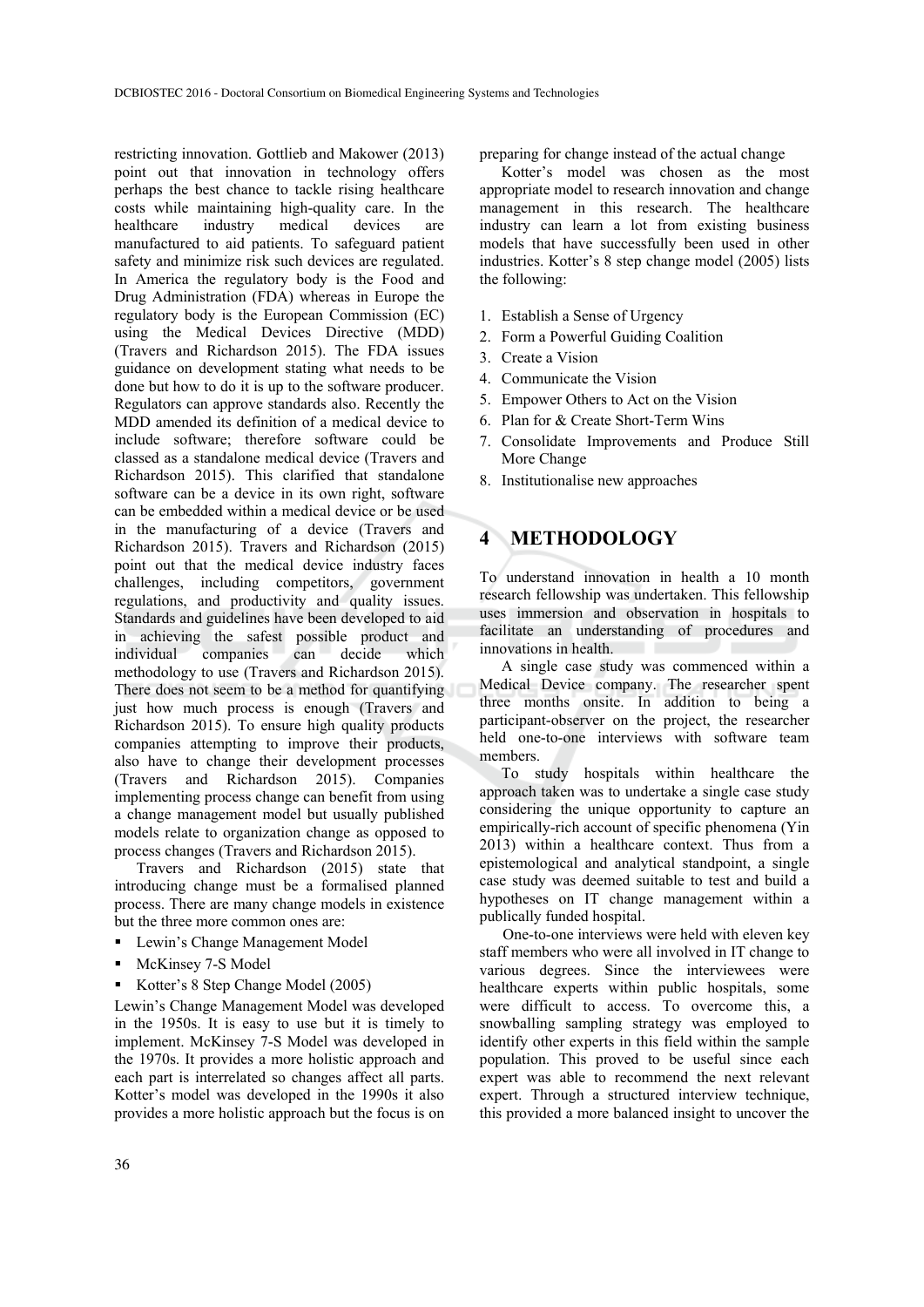restricting innovation. Gottlieb and Makower (2013) point out that innovation in technology offers perhaps the best chance to tackle rising healthcare costs while maintaining high-quality care. In the healthcare industry medical devices are manufactured to aid patients. To safeguard patient safety and minimize risk such devices are regulated. In America the regulatory body is the Food and Drug Administration (FDA) whereas in Europe the regulatory body is the European Commission (EC) using the Medical Devices Directive (MDD) (Travers and Richardson 2015). The FDA issues guidance on development stating what needs to be done but how to do it is up to the software producer. Regulators can approve standards also. Recently the MDD amended its definition of a medical device to include software; therefore software could be classed as a standalone medical device (Travers and Richardson 2015). This clarified that standalone software can be a device in its own right, software can be embedded within a medical device or be used in the manufacturing of a device (Travers and Richardson 2015). Travers and Richardson (2015) point out that the medical device industry faces challenges, including competitors, government regulations, and productivity and quality issues. Standards and guidelines have been developed to aid in achieving the safest possible product and individual companies can decide which methodology to use (Travers and Richardson 2015). There does not seem to be a method for quantifying just how much process is enough (Travers and Richardson 2015). To ensure high quality products companies attempting to improve their products, also have to change their development processes (Travers and Richardson 2015). Companies implementing process change can benefit from using a change management model but usually published models relate to organization change as opposed to process changes (Travers and Richardson 2015).

Travers and Richardson (2015) state that introducing change must be a formalised planned process. There are many change models in existence but the three more common ones are:

- Lewin's Change Management Model
- McKinsey 7-S Model
- Kotter's 8 Step Change Model (2005)

Lewin's Change Management Model was developed in the 1950s. It is easy to use but it is timely to implement. McKinsey 7-S Model was developed in the 1970s. It provides a more holistic approach and each part is interrelated so changes affect all parts. Kotter's model was developed in the 1990s it also provides a more holistic approach but the focus is on preparing for change instead of the actual change

Kotter's model was chosen as the most appropriate model to research innovation and change management in this research. The healthcare industry can learn a lot from existing business models that have successfully been used in other industries. Kotter's 8 step change model (2005) lists the following:

1. Establish a Sense of Urgency
2. Form a Powerful Guiding Coalition
3. Create a Vision
4. Communicate the Vision
5. Empower Others to Act on the Vision
6. Plan for & Create Short-Term Wins
7. Consolidate Improvements and Produce Still More Change
8. Institutionalise new approaches

# 4 METHODOLOGY

To understand innovation in health a 10 month research fellowship was undertaken. This fellowship uses immersion and observation in hospitals to facilitate an understanding of procedures and innovations in health.

A single case study was commenced within a Medical Device company. The researcher spent three months onsite. In addition to being a participant-observer on the project, the researcher held one-to-one interviews with software team members.

To study hospitals within healthcare the approach taken was to undertake a single case study considering the unique opportunity to capture an empirically-rich account of specific phenomena (Yin 2013) within a healthcare context. Thus from a epistemological and analytical standpoint, a single case study was deemed suitable to test and build a hypotheses on IT change management within a publically funded hospital.

One-to-one interviews were held with eleven key staff members who were all involved in IT change to various degrees. Since the interviewees were healthcare experts within public hospitals, some were difficult to access. To overcome this, a snowballing sampling strategy was employed to identify other experts in this field within the sample population. This proved to be useful since each expert was able to recommend the next relevant expert. Through a structured interview technique, this provided a more balanced insight to uncover the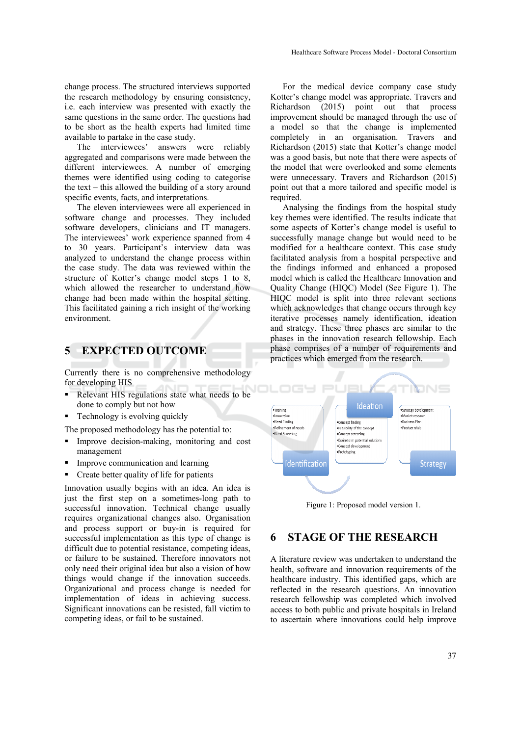change process. The structured interviews supported the research methodology by ensuring consistency, i.e. each interview was presented with exactly the same questions in the same order. The questions had to be short as the health experts had limited time available to partake in the case study.

The interviewees' answers were reliably aggregated and comparisons were made between the different interviewees. A number of emerging themes were identified using coding to categorise the text – this allowed the building of a story around specific events, facts, and interpretations.

The eleven interviewees were all experienced in software change and processes. They included software developers, clinicians and IT managers. The interviewees' work experience spanned from 4 to 30 years. Participant's interview data was analyzed to understand the change process within the case study. The data was reviewed within the structure of Kotter's change model steps 1 to 8, which allowed the researcher to understand how change had been made within the hospital setting. This facilitated gaining a rich insight of the working environment.

## 5 EXPECTED OUTCOME

Currently there is no comprehensive methodology for developing HIS

- Relevant HIS regulations state what needs to be done to comply but not how
- Technology is evolving quickly

The proposed methodology has the potential to:

- Improve decision-making, monitoring and cost management
- Improve communication and learning
- Create better quality of life for patients

Innovation usually begins with an idea. An idea is just the first step on a sometimes-long path to successful innovation. Technical change usually requires organizational changes also. Organisation and process support or buy-in is required for successful implementation as this type of change is difficult due to potential resistance, competing ideas, or failure to be sustained. Therefore innovators not only need their original idea but also a vision of how things would change if the innovation succeeds. Organizational and process change is needed for implementation of ideas in achieving success. Significant innovations can be resisted, fall victim to competing ideas, or fail to be sustained.

For the medical device company case study Kotter's change model was appropriate. Travers and Richardson (2015) point out that process improvement should be managed through the use of a model so that the change is implemented completely in an organisation. Travers and Richardson (2015) state that Kotter's change model was a good basis, but note that there were aspects of the model that were overlooked and some elements were unnecessary. Travers and Richardson (2015) point out that a more tailored and specific model is required.

Analysing the findings from the hospital study key themes were identified. The results indicate that some aspects of Kotter's change model is useful to successfully manage change but would need to be modified for a healthcare context. This case study facilitated analysis from a hospital perspective and the findings informed and enhanced a proposed model which is called the Healthcare Innovation and Quality Change (HIQC) Model (See Figure 1). The HIQC model is split into three relevant sections which acknowledges that change occurs through key iterative processes namely identification, ideation and strategy. These three phases are similar to the phases in the innovation research fellowship. Each phase comprises of a number of requirements and practices which emerged from the research.

Identification:
- Training
- Immersion
- Need Finding
- Refinement of needs
- Need Screening

Ideation:
- Concept finding
- Feasibility of the concept
- Concept screening
- Brainstorm potential solutions
- Concept development
- Prototyping

Strategy:
- Strategy development
- Market research
- Business Plan
- Product trials

Figure 1: Proposed model version 1.

## 6 STAGE OF THE RESEARCH

A literature review was undertaken to understand the health, software and innovation requirements of the healthcare industry. This identified gaps, which are reflected in the research questions. An innovation research fellowship was completed which involved access to both public and private hospitals in Ireland to ascertain where innovations could help improve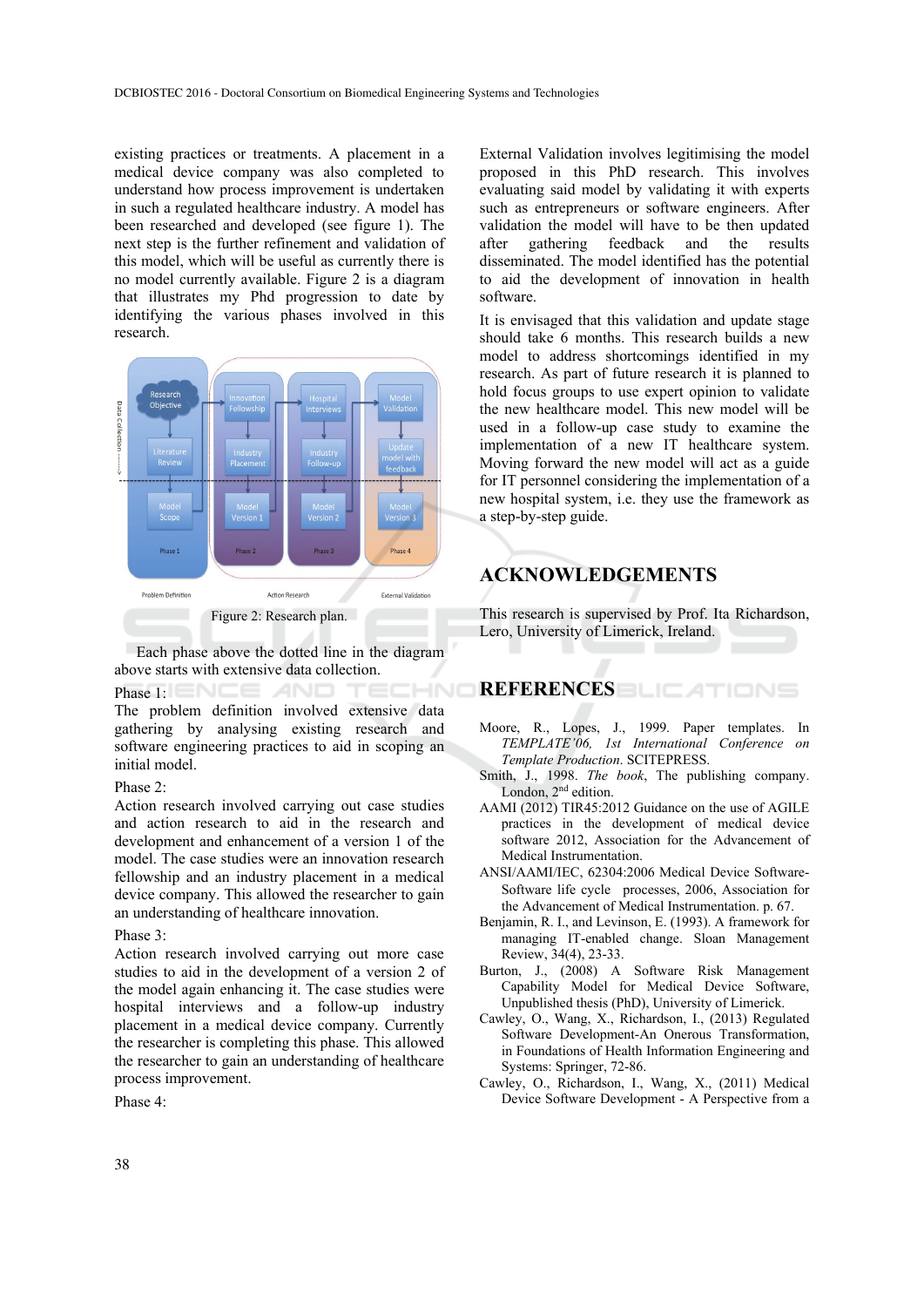existing practices or treatments. A placement in a medical device company was also completed to understand how process improvement is undertaken in such a regulated healthcare industry. A model has been researched and developed (see figure 1). The next step is the further refinement and validation of this model, which will be useful as currently there is no model currently available. Figure 2 is a diagram that illustrates my Phd progression to date by identifying the various phases involved in this research.

Figure 2: Research plan.

Each phase above the dotted line in the diagram above starts with extensive data collection.

Phase 1:
The problem definition involved extensive data gathering by analysing existing research and software engineering practices to aid in scoping an initial model.

Phase 2:
Action research involved carrying out case studies and action research to aid in the research and development and enhancement of a version 1 of the model. The case studies were an innovation research fellowship and an industry placement in a medical device company. This allowed the researcher to gain an understanding of healthcare innovation.

Phase 3:
Action research involved carrying out more case studies to aid in the development of a version 2 of the model again enhancing it. The case studies were hospital interviews and a follow-up industry placement in a medical device company. Currently the researcher is completing this phase. This allowed the researcher to gain an understanding of healthcare process improvement.

Phase 4:
External Validation involves legitimising the model proposed in this PhD research. This involves evaluating said model by validating it with experts such as entrepreneurs or software engineers. After validation the model will have to be then updated after gathering feedback and the results disseminated. The model identified has the potential to aid the development of innovation in health software.

It is envisaged that this validation and update stage should take 6 months. This research builds a new model to address shortcomings identified in my research. As part of future research it is planned to hold focus groups to use expert opinion to validate the new healthcare model. This new model will be used in a follow-up case study to examine the implementation of a new IT healthcare system. Moving forward the new model will act as a guide for IT personnel considering the implementation of a new hospital system, i.e. they use the framework as a step-by-step guide.

## ACKNOWLEDGEMENTS

This research is supervised by Prof. Ita Richardson, Lero, University of Limerick, Ireland.

## REFERENCES

Moore, R., Lopes, J., 1999. Paper templates. In *TEMPLATE'06, 1st International Conference on Template Production*. SCITEPRESS.

Smith, J., 1998. *The book*, The publishing company. London, 2nd edition.

AAMI (2012) TIR45:2012 Guidance on the use of AGILE practices in the development of medical device software 2012, Association for the Advancement of Medical Instrumentation.

ANSI/AAMI/IEC, 62304:2006 Medical Device Software-Software life cycle processes, 2006, Association for the Advancement of Medical Instrumentation. p. 67.

Benjamin, R. I., and Levinson, E. (1993). A framework for managing IT-enabled change. Sloan Management Review, 34(4), 23-33.

Burton, J., (2008) A Software Risk Management Capability Model for Medical Device Software, Unpublished thesis (PhD), University of Limerick.

Cawley, O., Wang, X., Richardson, I., (2013) Regulated Software Development-An Onerous Transformation, in Foundations of Health Information Engineering and Systems: Springer, 72-86.

Cawley, O., Richardson, I., Wang, X., (2011) Medical Device Software Development - A Perspective from a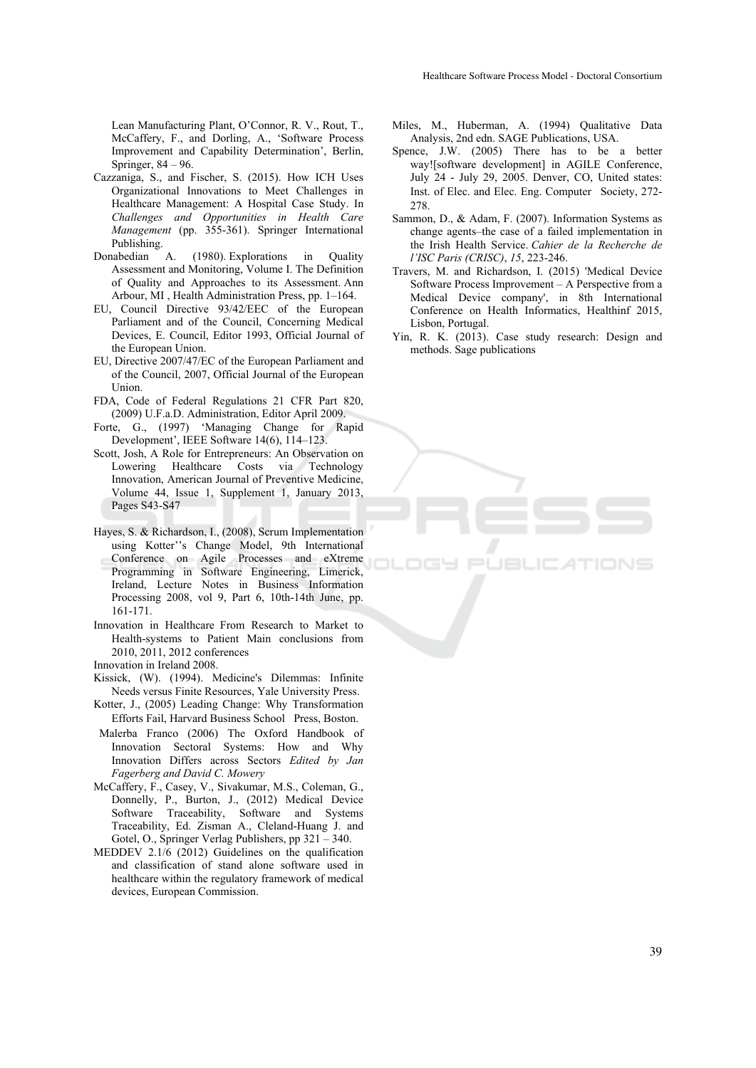Lean Manufacturing Plant, O'Connor, R. V., Rout, T., McCaffery, F., and Dorling, A., 'Software Process Improvement and Capability Determination', Berlin, Springer, 84 – 96.

Cazzaniga, S., and Fischer, S. (2015). How ICH Uses Organizational Innovations to Meet Challenges in Healthcare Management: A Hospital Case Study. In *Challenges and Opportunities in Health Care Management* (pp. 355-361). Springer International Publishing.

Donabedian A. (1980). Explorations in Quality Assessment and Monitoring, Volume I. The Definition of Quality and Approaches to its Assessment. Ann Arbour, MI , Health Administration Press, pp. 1–164.

EU, Council Directive 93/42/EEC of the European Parliament and of the Council, Concerning Medical Devices, E. Council, Editor 1993, Official Journal of the European Union.

EU, Directive 2007/47/EC of the European Parliament and of the Council, 2007, Official Journal of the European Union.

FDA, Code of Federal Regulations 21 CFR Part 820, (2009) U.F.a.D. Administration, Editor April 2009.

Forte, G., (1997) 'Managing Change for Rapid Development', IEEE Software 14(6), 114–123.

Scott, Josh, A Role for Entrepreneurs: An Observation on Lowering Healthcare Costs via Technology Innovation, American Journal of Preventive Medicine, Volume 44, Issue 1, Supplement 1, January 2013, Pages S43-S47

Hayes, S. & Richardson, I., (2008), Scrum Implementation using Kotter''s Change Model, 9th International Conference on Agile Processes and eXtreme Programming in Software Engineering, Limerick, Ireland, Lecture Notes in Business Information Processing 2008, vol 9, Part 6, 10th-14th June, pp. 161-171.

Innovation in Healthcare From Research to Market to Health-systems to Patient Main conclusions from 2010, 2011, 2012 conferences

Innovation in Ireland 2008.

Kissick, (W). (1994). Medicine's Dilemmas: Infinite Needs versus Finite Resources, Yale University Press.

Kotter, J., (2005) Leading Change: Why Transformation Efforts Fail, Harvard Business School Press, Boston.

Malerba Franco (2006) The Oxford Handbook of Innovation Sectoral Systems: How and Why Innovation Differs across Sectors *Edited by Jan Fagerberg and David C. Mowery*

McCaffery, F., Casey, V., Sivakumar, M.S., Coleman, G., Donnelly, P., Burton, J., (2012) Medical Device Software Traceability, Software and Systems Traceability, Ed. Zisman A., Cleland-Huang J. and Gotel, O., Springer Verlag Publishers, pp 321 – 340.

MEDDEV 2.1/6 (2012) Guidelines on the qualification and classification of stand alone software used in healthcare within the regulatory framework of medical devices, European Commission.

Miles, M., Huberman, A. (1994) Qualitative Data Analysis, 2nd edn. SAGE Publications, USA.

Spence, J.W. (2005) There has to be a better way![software development] in AGILE Conference, July 24 - July 29, 2005. Denver, CO, United states: Inst. of Elec. and Elec. Eng. Computer Society, 272-278.

Sammon, D., & Adam, F. (2007). Information Systems as change agents–the case of a failed implementation in the Irish Health Service. *Cahier de la Recherche de l'ISC Paris (CRISC)*, *15*, 223-246.

Travers, M. and Richardson, I. (2015) 'Medical Device Software Process Improvement – A Perspective from a Medical Device company', in 8th International Conference on Health Informatics, Healthinf 2015, Lisbon, Portugal.

Yin, R. K. (2013). Case study research: Design and methods. Sage publications